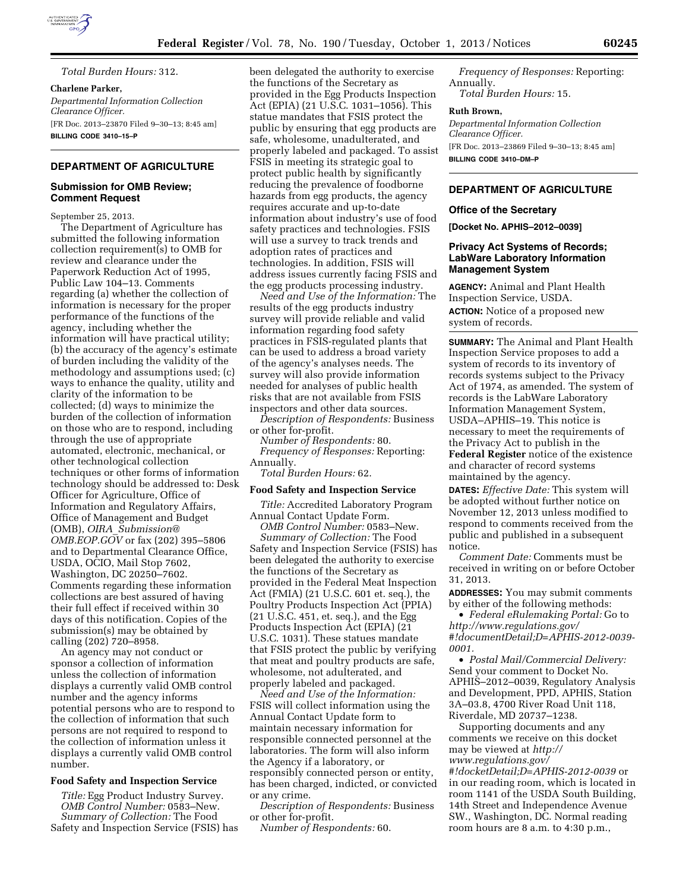*Total Burden Hours:* 312.

**Charlene Parker,**

*Departmental Information Collection Clearance Officer.*

[FR Doc. 2013–23870 Filed 9–30–13; 8:45 am]

**BILLING CODE 3410–15–P**

## DEPARTMENT OF AGRICULTURE

### Submission for OMB Review; Comment Request

September 25, 2013.

The Department of Agriculture has submitted the following information collection requirement(s) to OMB for review and clearance under the Paperwork Reduction Act of 1995, Public Law 104–13. Comments regarding (a) whether the collection of information is necessary for the proper performance of the functions of the agency, including whether the information will have practical utility; (b) the accuracy of the agency's estimate of burden including the validity of the methodology and assumptions used; (c) ways to enhance the quality, utility and clarity of the information to be collected; (d) ways to minimize the burden of the collection of information on those who are to respond, including through the use of appropriate automated, electronic, mechanical, or other technological collection techniques or other forms of information technology should be addressed to: Desk Officer for Agriculture, Office of Information and Regulatory Affairs, Office of Management and Budget (OMB), *OIRA_Submission@OMB.EOP.GOV* or fax (202) 395–5806 and to Departmental Clearance Office, USDA, OCIO, Mail Stop 7602, Washington, DC 20250–7602. Comments regarding these information collections are best assured of having their full effect if received within 30 days of this notification. Copies of the submission(s) may be obtained by calling (202) 720–8958.

An agency may not conduct or sponsor a collection of information unless the collection of information displays a currently valid OMB control number and the agency informs potential persons who are to respond to the collection of information that such persons are not required to respond to the collection of information unless it displays a currently valid OMB control number.

#### Food Safety and Inspection Service

*Title:* Egg Product Industry Survey.

*OMB Control Number:* 0583–New.

*Summary of Collection:* The Food Safety and Inspection Service (FSIS) has been delegated the authority to exercise the functions of the Secretary as provided in the Egg Products Inspection Act (EPIA) (21 U.S.C. 1031–1056). This statue mandates that FSIS protect the public by ensuring that egg products are safe, wholesome, unadulterated, and properly labeled and packaged. To assist FSIS in meeting its strategic goal to protect public health by significantly reducing the prevalence of foodborne hazards from egg products, the agency requires accurate and up-to-date information about industry's use of food safety practices and technologies. FSIS will use a survey to track trends and adoption rates of practices and technologies. In addition, FSIS will address issues currently facing FSIS and the egg products processing industry.

*Need and Use of the Information:* The results of the egg products industry survey will provide reliable and valid information regarding food safety practices in FSIS-regulated plants that can be used to address a broad variety of the agency's analyses needs. The survey will also provide information needed for analyses of public health risks that are not available from FSIS inspectors and other data sources.

*Description of Respondents:* Business or other for-profit.

*Number of Respondents:* 80.

*Frequency of Responses:* Reporting: Annually.

*Total Burden Hours:* 62.

#### Food Safety and Inspection Service

*Title:* Accredited Laboratory Program Annual Contact Update Form.

*OMB Control Number:* 0583–New.

*Summary of Collection:* The Food Safety and Inspection Service (FSIS) has been delegated the authority to exercise the functions of the Secretary as provided in the Federal Meat Inspection Act (FMIA) (21 U.S.C. 601 et. seq.), the Poultry Products Inspection Act (PPIA) (21 U.S.C. 451, et. seq.), and the Egg Products Inspection Act (EPIA) (21 U.S.C. 1031). These statues mandate that FSIS protect the public by verifying that meat and poultry products are safe, wholesome, not adulterated, and properly labeled and packaged.

*Need and Use of the Information:* FSIS will collect information using the Annual Contact Update form to maintain necessary information for responsible connected personnel at the laboratories. The form will also inform the Agency if a laboratory, or responsibly connected person or entity, has been charged, indicted, or convicted or any crime.

*Description of Respondents:* Business or other for-profit.

*Number of Respondents:* 60.

*Frequency of Responses:* Reporting: Annually.

*Total Burden Hours:* 15.

**Ruth Brown,**

*Departmental Information Collection Clearance Officer.*

[FR Doc. 2013–23869 Filed 9–30–13; 8:45 am]

**BILLING CODE 3410–DM–P**

## DEPARTMENT OF AGRICULTURE

### Office of the Secretary

**[Docket No. APHIS–2012–0039]**

### Privacy Act Systems of Records; LabWare Laboratory Information Management System

**AGENCY:** Animal and Plant Health Inspection Service, USDA.

**ACTION:** Notice of a proposed new system of records.

**SUMMARY:** The Animal and Plant Health Inspection Service proposes to add a system of records to its inventory of records systems subject to the Privacy Act of 1974, as amended. The system of records is the LabWare Laboratory Information Management System, USDA–APHIS–19. This notice is necessary to meet the requirements of the Privacy Act to publish in the **Federal Register** notice of the existence and character of record systems maintained by the agency.

**DATES:** *Effective Date:* This system will be adopted without further notice on November 12, 2013 unless modified to respond to comments received from the public and published in a subsequent notice.

*Comment Date:* Comments must be received in writing on or before October 31, 2013.

**ADDRESSES:** You may submit comments by either of the following methods:

- *Federal eRulemaking Portal:* Go to *http://www.regulations.gov/#!documentDetail;D=APHIS-2012-0039-0001.*
- *Postal Mail/Commercial Delivery:* Send your comment to Docket No. APHIS–2012–0039, Regulatory Analysis and Development, PPD, APHIS, Station 3A–03.8, 4700 River Road Unit 118, Riverdale, MD 20737–1238.

Supporting documents and any comments we receive on this docket may be viewed at *http://www.regulations.gov/#!docketDetail;D=APHIS-2012-0039* or in our reading room, which is located in room 1141 of the USDA South Building, 14th Street and Independence Avenue SW., Washington, DC. Normal reading room hours are 8 a.m. to 4:30 p.m.,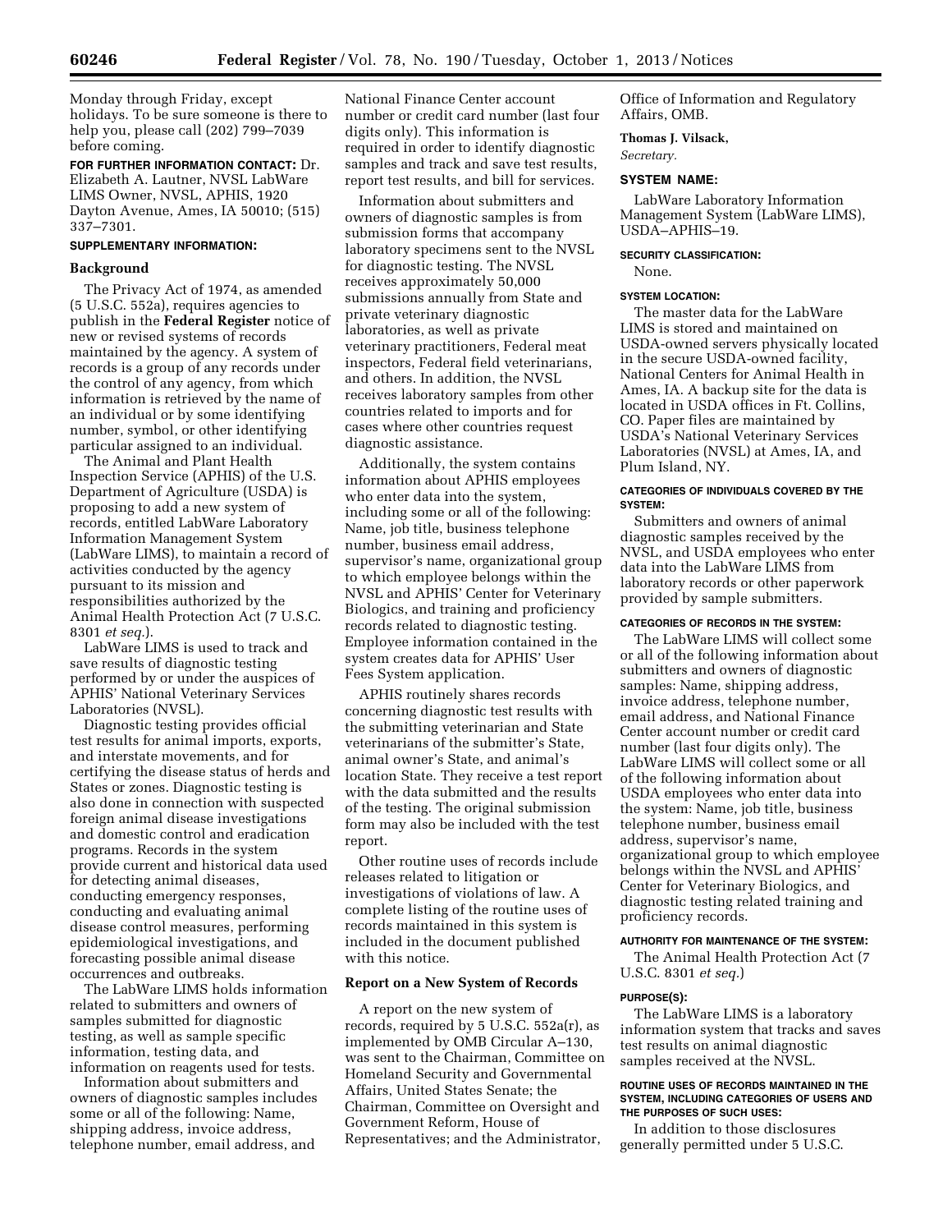Monday through Friday, except holidays. To be sure someone is there to help you, please call (202) 799–7039 before coming.

**FOR FURTHER INFORMATION CONTACT:** Dr. Elizabeth A. Lautner, NVSL LabWare LIMS Owner, NVSL, APHIS, 1920 Dayton Avenue, Ames, IA 50010; (515) 337–7301.

**SUPPLEMENTARY INFORMATION:**

## Background

The Privacy Act of 1974, as amended (5 U.S.C. 552a), requires agencies to publish in the **Federal Register** notice of new or revised systems of records maintained by the agency. A system of records is a group of any records under the control of any agency, from which information is retrieved by the name of an individual or by some identifying number, symbol, or other identifying particular assigned to an individual.

The Animal and Plant Health Inspection Service (APHIS) of the U.S. Department of Agriculture (USDA) is proposing to add a new system of records, entitled LabWare Laboratory Information Management System (LabWare LIMS), to maintain a record of activities conducted by the agency pursuant to its mission and responsibilities authorized by the Animal Health Protection Act (7 U.S.C. 8301 *et seq.*).

LabWare LIMS is used to track and save results of diagnostic testing performed by or under the auspices of APHIS' National Veterinary Services Laboratories (NVSL).

Diagnostic testing provides official test results for animal imports, exports, and interstate movements, and for certifying the disease status of herds and States or zones. Diagnostic testing is also done in connection with suspected foreign animal disease investigations and domestic control and eradication programs. Records in the system provide current and historical data used for detecting animal diseases, conducting emergency responses, conducting and evaluating animal disease control measures, performing epidemiological investigations, and forecasting possible animal disease occurrences and outbreaks.

The LabWare LIMS holds information related to submitters and owners of samples submitted for diagnostic testing, as well as sample specific information, testing data, and information on reagents used for tests.

Information about submitters and owners of diagnostic samples includes some or all of the following: Name, shipping address, invoice address, telephone number, email address, and National Finance Center account number or credit card number (last four digits only). This information is required in order to identify diagnostic samples and track and save test results, report test results, and bill for services.

Information about submitters and owners of diagnostic samples is from submission forms that accompany laboratory specimens sent to the NVSL for diagnostic testing. The NVSL receives approximately 50,000 submissions annually from State and private veterinary diagnostic laboratories, as well as private veterinary practitioners, Federal meat inspectors, Federal field veterinarians, and others. In addition, the NVSL receives laboratory samples from other countries related to imports and for cases where other countries request diagnostic assistance.

Additionally, the system contains information about APHIS employees who enter data into the system, including some or all of the following: Name, job title, business telephone number, business email address, supervisor's name, organizational group to which employee belongs within the NVSL and APHIS' Center for Veterinary Biologics, and training and proficiency records related to diagnostic testing. Employee information contained in the system creates data for APHIS' User Fees System application.

APHIS routinely shares records concerning diagnostic test results with the submitting veterinarian and State veterinarians of the submitter's State, animal owner's State, and animal's location State. They receive a test report with the data submitted and the results of the testing. The original submission form may also be included with the test report.

Other routine uses of records include releases related to litigation or investigations of violations of law. A complete listing of the routine uses of records maintained in this system is included in the document published with this notice.

## Report on a New System of Records

A report on the new system of records, required by 5 U.S.C. 552a(r), as implemented by OMB Circular A–130, was sent to the Chairman, Committee on Homeland Security and Governmental Affairs, United States Senate; the Chairman, Committee on Oversight and Government Reform, House of Representatives; and the Administrator, Office of Information and Regulatory Affairs, OMB.

**Thomas J. Vilsack,**
*Secretary.*

### SYSTEM NAME:

LabWare Laboratory Information Management System (LabWare LIMS), USDA–APHIS–19.

### SECURITY CLASSIFICATION:

None.

### SYSTEM LOCATION:

The master data for the LabWare LIMS is stored and maintained on USDA-owned servers physically located in the secure USDA-owned facility, National Centers for Animal Health in Ames, IA. A backup site for the data is located in USDA offices in Ft. Collins, CO. Paper files are maintained by USDA's National Veterinary Services Laboratories (NVSL) at Ames, IA, and Plum Island, NY.

### CATEGORIES OF INDIVIDUALS COVERED BY THE SYSTEM:

Submitters and owners of animal diagnostic samples received by the NVSL, and USDA employees who enter data into the LabWare LIMS from laboratory records or other paperwork provided by sample submitters.

### CATEGORIES OF RECORDS IN THE SYSTEM:

The LabWare LIMS will collect some or all of the following information about submitters and owners of diagnostic samples: Name, shipping address, invoice address, telephone number, email address, and National Finance Center account number or credit card number (last four digits only). The LabWare LIMS will collect some or all of the following information about USDA employees who enter data into the system: Name, job title, business telephone number, business email address, supervisor's name, organizational group to which employee belongs within the NVSL and APHIS' Center for Veterinary Biologics, and diagnostic testing related training and proficiency records.

### AUTHORITY FOR MAINTENANCE OF THE SYSTEM:

The Animal Health Protection Act (7 U.S.C. 8301 *et seq.*)

### PURPOSE(S):

The LabWare LIMS is a laboratory information system that tracks and saves test results on animal diagnostic samples received at the NVSL.

### ROUTINE USES OF RECORDS MAINTAINED IN THE SYSTEM, INCLUDING CATEGORIES OF USERS AND THE PURPOSES OF SUCH USES:

In addition to those disclosures generally permitted under 5 U.S.C.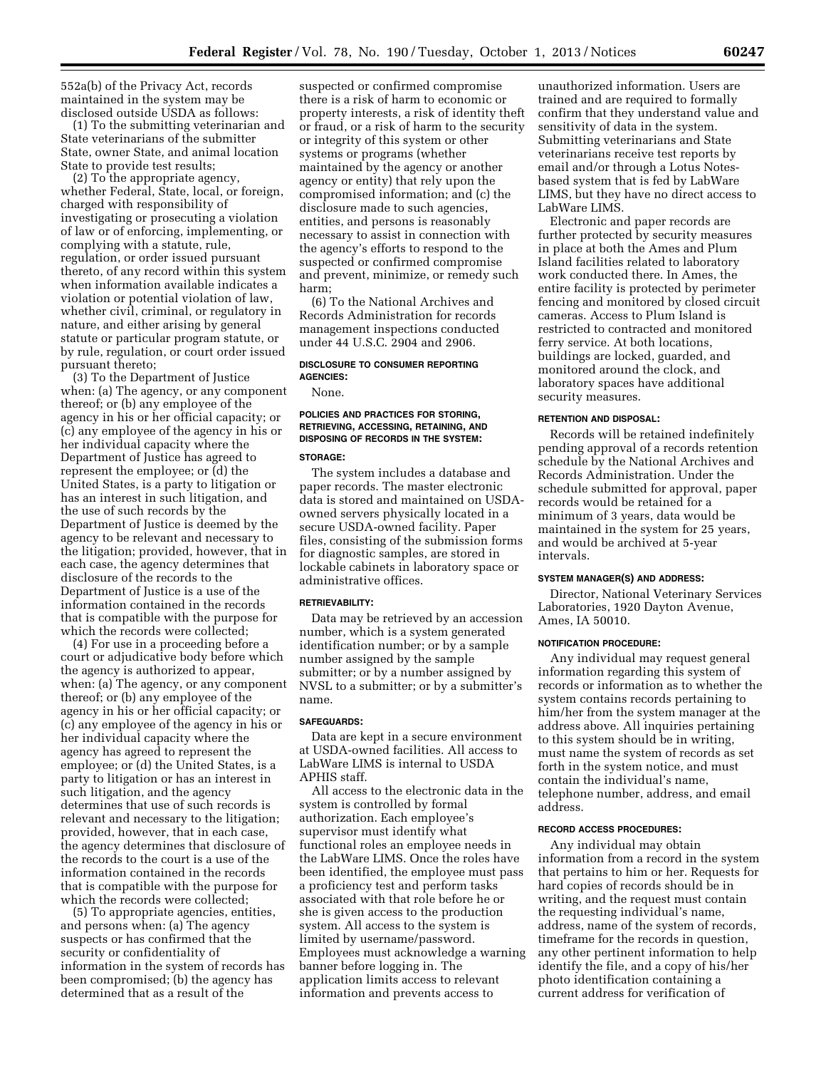552a(b) of the Privacy Act, records maintained in the system may be disclosed outside USDA as follows:

(1) To the submitting veterinarian and State veterinarians of the submitter State, owner State, and animal location State to provide test results;

(2) To the appropriate agency, whether Federal, State, local, or foreign, charged with responsibility of investigating or prosecuting a violation of law or of enforcing, implementing, or complying with a statute, rule, regulation, or order issued pursuant thereto, of any record within this system when information available indicates a violation or potential violation of law, whether civil, criminal, or regulatory in nature, and either arising by general statute or particular program statute, or by rule, regulation, or court order issued pursuant thereto;

(3) To the Department of Justice when: (a) The agency, or any component thereof; or (b) any employee of the agency in his or her official capacity; or (c) any employee of the agency in his or her individual capacity where the Department of Justice has agreed to represent the employee; or (d) the United States, is a party to litigation or has an interest in such litigation, and the use of such records by the Department of Justice is deemed by the agency to be relevant and necessary to the litigation; provided, however, that in each case, the agency determines that disclosure of the records to the Department of Justice is a use of the information contained in the records that is compatible with the purpose for which the records were collected;

(4) For use in a proceeding before a court or adjudicative body before which the agency is authorized to appear, when: (a) The agency, or any component thereof; or (b) any employee of the agency in his or her official capacity; or (c) any employee of the agency in his or her individual capacity where the agency has agreed to represent the employee; or (d) the United States, is a party to litigation or has an interest in such litigation, and the agency determines that use of such records is relevant and necessary to the litigation; provided, however, that in each case, the agency determines that disclosure of the records to the court is a use of the information contained in the records that is compatible with the purpose for which the records were collected;

(5) To appropriate agencies, entities, and persons when: (a) The agency suspects or has confirmed that the security or confidentiality of information in the system of records has been compromised; (b) the agency has determined that as a result of the suspected or confirmed compromise there is a risk of harm to economic or property interests, a risk of identity theft or fraud, or a risk of harm to the security or integrity of this system or other systems or programs (whether maintained by the agency or another agency or entity) that rely upon the compromised information; and (c) the disclosure made to such agencies, entities, and persons is reasonably necessary to assist in connection with the agency's efforts to respond to the suspected or confirmed compromise and prevent, minimize, or remedy such harm;

(6) To the National Archives and Records Administration for records management inspections conducted under 44 U.S.C. 2904 and 2906.

#### DISCLOSURE TO CONSUMER REPORTING AGENCIES:

None.

#### POLICIES AND PRACTICES FOR STORING, RETRIEVING, ACCESSING, RETAINING, AND DISPOSING OF RECORDS IN THE SYSTEM:

#### STORAGE:

The system includes a database and paper records. The master electronic data is stored and maintained on USDA-owned servers physically located in a secure USDA-owned facility. Paper files, consisting of the submission forms for diagnostic samples, are stored in lockable cabinets in laboratory space or administrative offices.

#### RETRIEVABILITY:

Data may be retrieved by an accession number, which is a system generated identification number; or by a sample number assigned by the sample submitter; or by a number assigned by NVSL to a submitter; or by a submitter's name.

#### SAFEGUARDS:

Data are kept in a secure environment at USDA-owned facilities. All access to LabWare LIMS is internal to USDA APHIS staff.

All access to the electronic data in the system is controlled by formal authorization. Each employee's supervisor must identify what functional roles an employee needs in the LabWare LIMS. Once the roles have been identified, the employee must pass a proficiency test and perform tasks associated with that role before he or she is given access to the production system. All access to the system is limited by username/password. Employees must acknowledge a warning banner before logging in. The application limits access to relevant information and prevents access to unauthorized information. Users are trained and are required to formally confirm that they understand value and sensitivity of data in the system. Submitting veterinarians and State veterinarians receive test reports by email and/or through a Lotus Notes-based system that is fed by LabWare LIMS, but they have no direct access to LabWare LIMS.

Electronic and paper records are further protected by security measures in place at both the Ames and Plum Island facilities related to laboratory work conducted there. In Ames, the entire facility is protected by perimeter fencing and monitored by closed circuit cameras. Access to Plum Island is restricted to contracted and monitored ferry service. At both locations, buildings are locked, guarded, and monitored around the clock, and laboratory spaces have additional security measures.

#### RETENTION AND DISPOSAL:

Records will be retained indefinitely pending approval of a records retention schedule by the National Archives and Records Administration. Under the schedule submitted for approval, paper records would be retained for a minimum of 3 years, data would be maintained in the system for 25 years, and would be archived at 5-year intervals.

#### SYSTEM MANAGER(S) AND ADDRESS:

Director, National Veterinary Services Laboratories, 1920 Dayton Avenue, Ames, IA 50010.

#### NOTIFICATION PROCEDURE:

Any individual may request general information regarding this system of records or information as to whether the system contains records pertaining to him/her from the system manager at the address above. All inquiries pertaining to this system should be in writing, must name the system of records as set forth in the system notice, and must contain the individual's name, telephone number, address, and email address.

#### RECORD ACCESS PROCEDURES:

Any individual may obtain information from a record in the system that pertains to him or her. Requests for hard copies of records should be in writing, and the request must contain the requesting individual's name, address, name of the system of records, timeframe for the records in question, any other pertinent information to help identify the file, and a copy of his/her photo identification containing a current address for verification of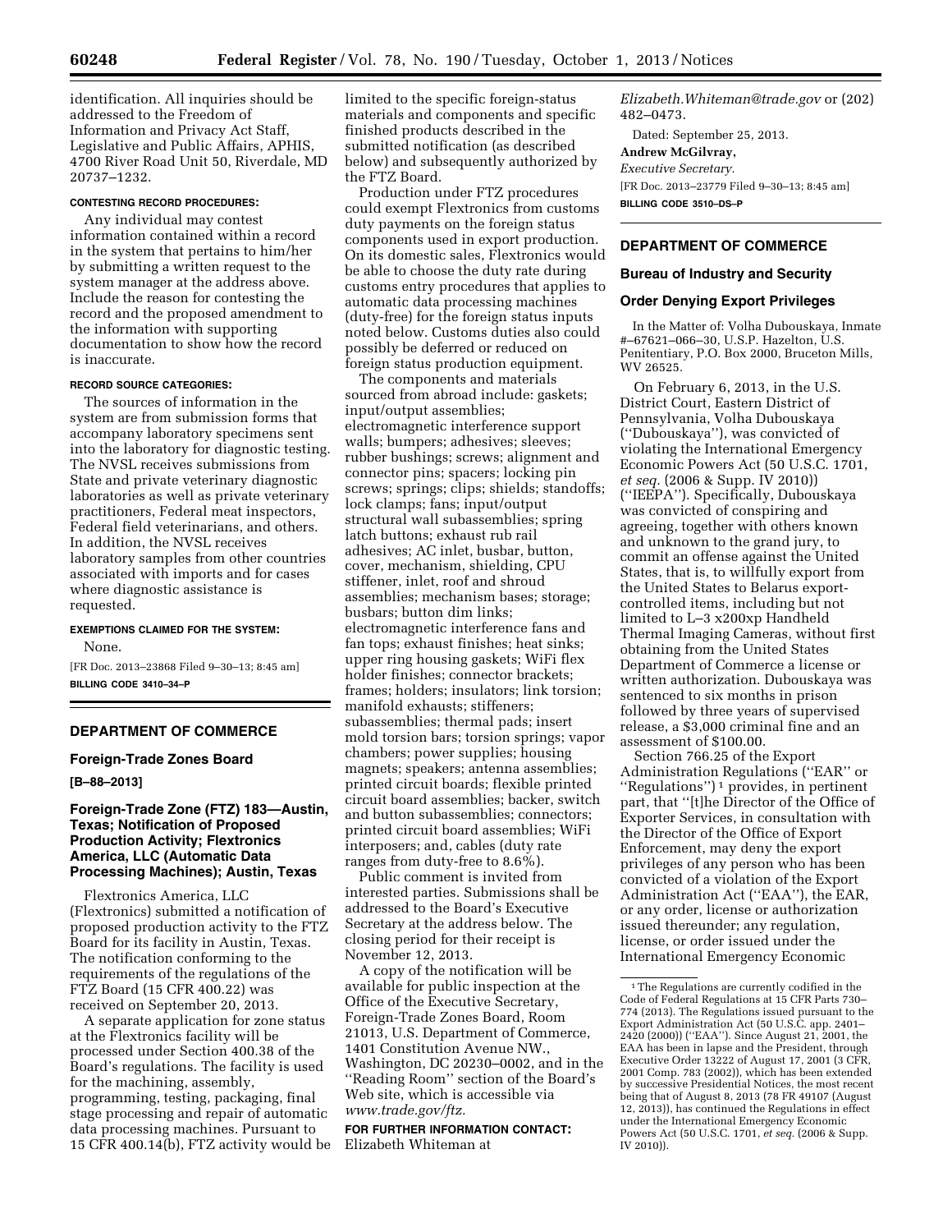identification. All inquiries should be addressed to the Freedom of Information and Privacy Act Staff, Legislative and Public Affairs, APHIS, 4700 River Road Unit 50, Riverdale, MD 20737–1232.

**CONTESTING RECORD PROCEDURES:**

Any individual may contest information contained within a record in the system that pertains to him/her by submitting a written request to the system manager at the address above. Include the reason for contesting the record and the proposed amendment to the information with supporting documentation to show how the record is inaccurate.

**RECORD SOURCE CATEGORIES:**

The sources of information in the system are from submission forms that accompany laboratory specimens sent into the laboratory for diagnostic testing. The NVSL receives submissions from State and private veterinary diagnostic laboratories as well as private veterinary practitioners, Federal meat inspectors, Federal field veterinarians, and others. In addition, the NVSL receives laboratory samples from other countries associated with imports and for cases where diagnostic assistance is requested.

**EXEMPTIONS CLAIMED FOR THE SYSTEM:**

None.

[FR Doc. 2013–23868 Filed 9–30–13; 8:45 am]

**BILLING CODE 3410–34–P**

## DEPARTMENT OF COMMERCE

### Foreign-Trade Zones Board

**[B–88–2013]**

### Foreign-Trade Zone (FTZ) 183—Austin, Texas; Notification of Proposed Production Activity; Flextronics America, LLC (Automatic Data Processing Machines); Austin, Texas

Flextronics America, LLC (Flextronics) submitted a notification of proposed production activity to the FTZ Board for its facility in Austin, Texas. The notification conforming to the requirements of the regulations of the FTZ Board (15 CFR 400.22) was received on September 20, 2013.

A separate application for zone status at the Flextronics facility will be processed under Section 400.38 of the Board's regulations. The facility is used for the machining, assembly, programming, testing, packaging, final stage processing and repair of automatic data processing machines. Pursuant to 15 CFR 400.14(b), FTZ activity would be limited to the specific foreign-status materials and components and specific finished products described in the submitted notification (as described below) and subsequently authorized by the FTZ Board.

Production under FTZ procedures could exempt Flextronics from customs duty payments on the foreign status components used in export production. On its domestic sales, Flextronics would be able to choose the duty rate during customs entry procedures that applies to automatic data processing machines (duty-free) for the foreign status inputs noted below. Customs duties also could possibly be deferred or reduced on foreign status production equipment.

The components and materials sourced from abroad include: gaskets; input/output assemblies; electromagnetic interference support walls; bumpers; adhesives; sleeves; rubber bushings; screws; alignment and connector pins; spacers; locking pin screws; springs; clips; shields; standoffs; lock clamps; fans; input/output structural wall subassemblies; spring latch buttons; exhaust rub rail adhesives; AC inlet, busbar, button, cover, mechanism, shielding, CPU stiffener, inlet, roof and shroud assemblies; mechanism bases; storage; busbars; button dim links; electromagnetic interference fans and fan tops; exhaust finishes; heat sinks; upper ring housing gaskets; WiFi flex holder finishes; connector brackets; frames; holders; insulators; link torsion; manifold exhausts; stiffeners; subassemblies; thermal pads; insert mold torsion bars; torsion springs; vapor chambers; power supplies; housing magnets; speakers; antenna assemblies; printed circuit boards; flexible printed circuit board assemblies; backer, switch and button subassemblies; connectors; printed circuit board assemblies; WiFi interposers; and, cables (duty rate ranges from duty-free to 8.6%).

Public comment is invited from interested parties. Submissions shall be addressed to the Board's Executive Secretary at the address below. The closing period for their receipt is November 12, 2013.

A copy of the notification will be available for public inspection at the Office of the Executive Secretary, Foreign-Trade Zones Board, Room 21013, U.S. Department of Commerce, 1401 Constitution Avenue NW., Washington, DC 20230–0002, and in the ''Reading Room'' section of the Board's Web site, which is accessible via *www.trade.gov/ftz.*

**FOR FURTHER INFORMATION CONTACT:** Elizabeth Whiteman at *Elizabeth.Whiteman@trade.gov* or (202) 482–0473.

Dated: September 25, 2013.

**Andrew McGilvray,**

*Executive Secretary.*

[FR Doc. 2013–23779 Filed 9–30–13; 8:45 am]

**BILLING CODE 3510–DS–P**

## DEPARTMENT OF COMMERCE

### Bureau of Industry and Security

### Order Denying Export Privileges

In the Matter of: Volha Dubouskaya, Inmate #–67621–066–30, U.S.P. Hazelton, U.S. Penitentiary, P.O. Box 2000, Bruceton Mills, WV 26525.

On February 6, 2013, in the U.S. District Court, Eastern District of Pennsylvania, Volha Dubouskaya (''Dubouskaya''), was convicted of violating the International Emergency Economic Powers Act (50 U.S.C. 1701, *et seq.* (2006 & Supp. IV 2010)) (''IEEPA''). Specifically, Dubouskaya was convicted of conspiring and agreeing, together with others known and unknown to the grand jury, to commit an offense against the United States, that is, to willfully export from the United States to Belarus export-controlled items, including but not limited to L–3 x200xp Handheld Thermal Imaging Cameras, without first obtaining from the United States Department of Commerce a license or written authorization. Dubouskaya was sentenced to six months in prison followed by three years of supervised release, a $3,000 criminal fine and an assessment of $100.00.

Section 766.25 of the Export Administration Regulations (''EAR'' or ''Regulations'')[1] provides, in pertinent part, that ''[t]he Director of the Office of Exporter Services, in consultation with the Director of the Office of Export Enforcement, may deny the export privileges of any person who has been convicted of a violation of the Export Administration Act (''EAA''), the EAR, or any order, license or authorization issued thereunder; any regulation, license, or order issued under the International Emergency Economic

[1] The Regulations are currently codified in the Code of Federal Regulations at 15 CFR Parts 730–774 (2013). The Regulations issued pursuant to the Export Administration Act (50 U.S.C. app. 2401–2420 (2000)) (''EAA''). Since August 21, 2001, the EAA has been in lapse and the President, through Executive Order 13222 of August 17, 2001 (3 CFR, 2001 Comp. 783 (2002)), which has been extended by successive Presidential Notices, the most recent being that of August 8, 2013 (78 FR 49107 (August 12, 2013)), has continued the Regulations in effect under the International Emergency Economic Powers Act (50 U.S.C. 1701, *et seq.* (2006 & Supp. IV 2010)).